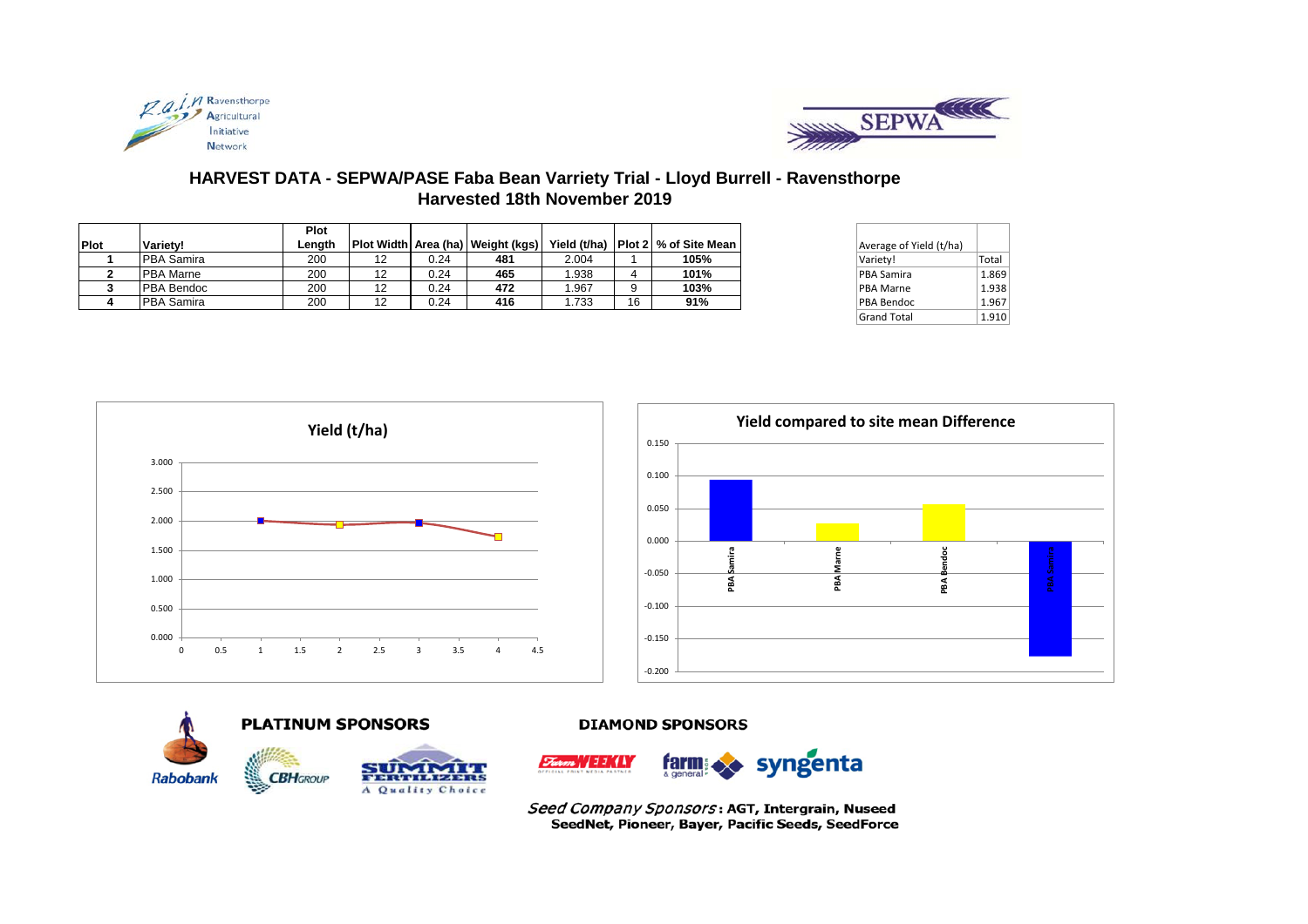# HARVEST DATA - SEPWA/PASE Faba Bean Varriety Trial - Lloyd Burrell - Ravensthorpe

## Harvested 18th November 2019

| Plot | Variety! | Plot Length | Plot Width | Area (ha) | Weight (kgs) | Yield (t/ha) | Plot 2 | % of Site Mean |
|---|---|---|---|---|---|---|---|---|
| **1** | PBA Samira | 200 | 12 | 0.24 | **481** | 2.004 | 1 | **105%** |
| **2** | PBA Marne | 200 | 12 | 0.24 | **465** | 1.938 | 4 | **101%** |
| **3** | PBA Bendoc | 200 | 12 | 0.24 | **472** | 1.967 | 9 | **103%** |
| **4** | PBA Samira | 200 | 12 | 0.24 | **416** | 1.733 | 16 | **91%** |

| Average of Yield (t/ha) | |
|---|---|
| Variety! | Total |
| PBA Samira | 1.869 |
| PBA Marne | 1.938 |
| PBA Bendoc | 1.967 |
| Grand Total | 1.910 |

**Yield (t/ha)**

**Yield compared to site mean Difference**

**PLATINUM SPONSORS**

**DIAMOND SPONSORS**

*Seed Company Sponsors*: **AGT, Intergrain, Nuseed SeedNet, Pioneer, Bayer, Pacific Seeds, SeedForce**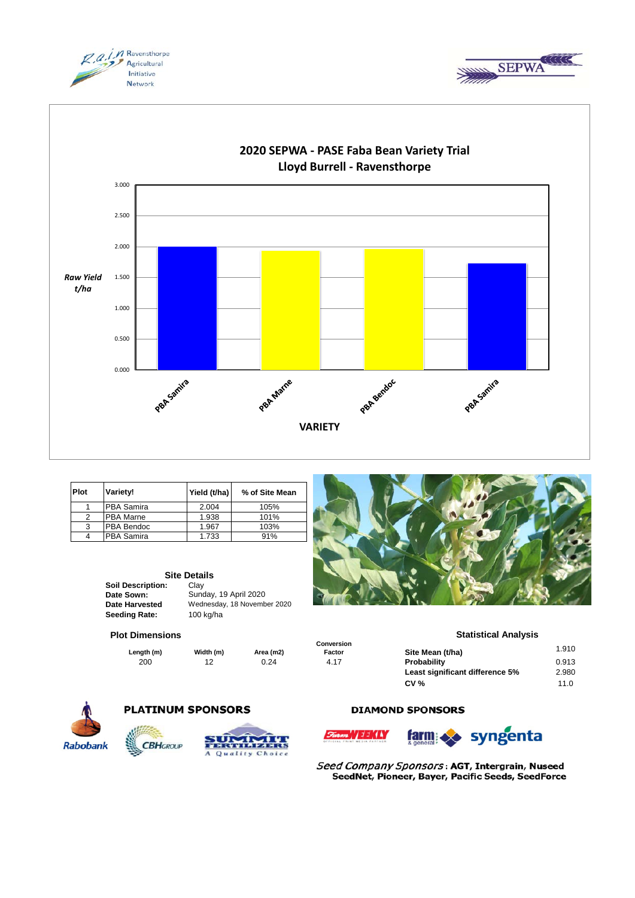## 2020 SEPWA - PASE Faba Bean Variety Trial
## Lloyd Burrell - Ravensthorpe

*Raw Yield t/ha*

VARIETY

| Plot | Variety! | Yield (t/ha) | % of Site Mean |
|---|---|---|---|
| 1 | PBA Samira | 2.004 | 105% |
| 2 | PBA Marne | 1.938 | 101% |
| 3 | PBA Bendoc | 1.967 | 103% |
| 4 | PBA Samira | 1.733 | 91% |

### Site Details

**Soil Description:** Clay
**Date Sown:** Sunday, 19 April 2020
**Date Harvested** Wednesday, 18 November 2020
**Seeding Rate:** 100 kg/ha

### Plot Dimensions

| Length (m) | Width (m) | Area (m2) | Conversion Factor |
|---|---|---|---|
| 200 | 12 | 0.24 | 4.17 |

### Statistical Analysis

| | |
|---|---|
| Site Mean (t/ha) | 1.910 |
| Probability | 0.913 |
| Least significant difference 5% | 2.980 |
| CV % | 11.0 |

**PLATINUM SPONSORS**

Rabobank, CBH Group, Summit Fertilizers – A Quality Choice

**DIAMOND SPONSORS**

Farm Weekly, farm & general, syngenta

*Seed Company Sponsors*: **AGT, Intergrain, Nuseed SeedNet, Pioneer, Bayer, Pacific Seeds, SeedForce**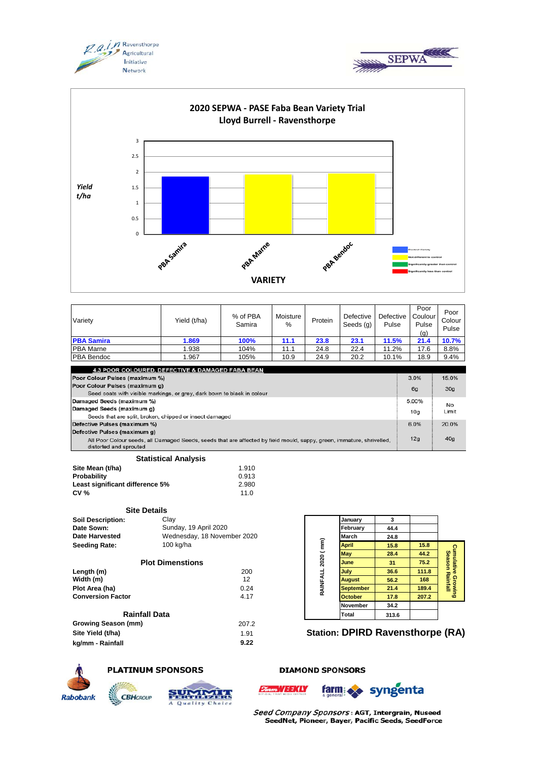## 2020 SEPWA - PASE Faba Bean Variety Trial
## Lloyd Burrell - Ravensthorpe

Yield t/ha

3
2.5
2
1.5
1
0.5
0

PBA Samira
PBA Marne
PBA Bendoc

VARIETY

Control Variety
Not different to control
Significantly greater than control
Significantly less than control

| Variety | Yield (t/ha) | % of PBA Samira | Moisture % | Protein | Defective Seeds (g) | Defective Pulse | Poor Coulour Pulse (g) | Poor Colour Pulse |
|---|---|---|---|---|---|---|---|---|
| **PBA Samira** | **1.869** | **100%** | **11.1** | **23.8** | **23.1** | **11.5%** | **21.4** | **10.7%** |
| PBA Marne | 1.938 | 104% | 11.1 | 24.8 | 22.4 | 11.2% | 17.6 | 8.8% |
| PBA Bendoc | 1.967 | 105% | 10.9 | 24.9 | 20.2 | 10.1% | 18.9 | 9.4% |

| 4.3 POOR COLOURED, DEFECTIVE & DAMAGED FABA BEAN | | |
|---|---|---|
| Poor Colour Pulses (maximum %) | 3.0% | 15.0% |
| Poor Colour Pulses (maximum g)<br>Seed coats with visible markings, or grey, dark bown to black in colour | 6g | 30g |
| Damaged Seeds (maximum %) | 5.00% | No Limit |
| Damaged Seeds (maximum g)<br>Seeds that are split, broken, chipped or insect damaged | 10g | |
| Defective Pulses (maximum %) | 6.0% | 20.0% |
| Defective Pulses (maximum g)<br>All Poor Colour seeds, all Damaged Seeds, seeds that are affected by field mould, sappy, green, immature, shrivelled, distorted and sprouted | 12g | 40g |

### Statistical Analysis

| | |
|---|---|
| **Site Mean (t/ha)** | 1.910 |
| **Probability** | 0.913 |
| **Least significant difference 5%** | 2.980 |
| **CV %** | 11.0 |

### Site Details

| | |
|---|---|
| **Soil Description:** | Clay |
| **Date Sown:** | Sunday, 19 April 2020 |
| **Date Harvested** | Wednesday, 18 November 2020 |
| **Seeding Rate:** | 100 kg/ha |

### Plot Dimensions

| | |
|---|---|
| **Length (m)** | 200 |
| **Width (m)** | 12 |
| **Plot Area (ha)** | 0.24 |
| **Conversion Factor** | 4.17 |

### Rainfall Data

| | |
|---|---|
| **Growing Season (mm)** | 207.2 |
| **Site Yield (t/ha)** | 1.91 |
| **kg/mm - Rainfall** | **9.22** |

RAINFALL 2020 ( mm)

| Month | Rainfall | Cumulative Growing Season Rainfall |
|---|---|---|
| January | 3 | |
| February | 44.4 | |
| March | 24.8 | |
| April | 15.8 | 15.8 |
| May | 28.4 | 44.2 |
| June | 31 | 75.2 |
| July | 36.6 | 111.8 |
| August | 56.2 | 168 |
| September | 21.4 | 189.4 |
| October | 17.8 | 207.2 |
| November | 34.2 | |
| Total | 313.6 | |

**Station: DPIRD Ravensthorpe (RA)**

**PLATINUM SPONSORS**

**DIAMOND SPONSORS**

*Seed Company Sponsors* : **AGT, Intergrain, Nuseed SeedNet, Pioneer, Bayer, Pacific Seeds, SeedForce**